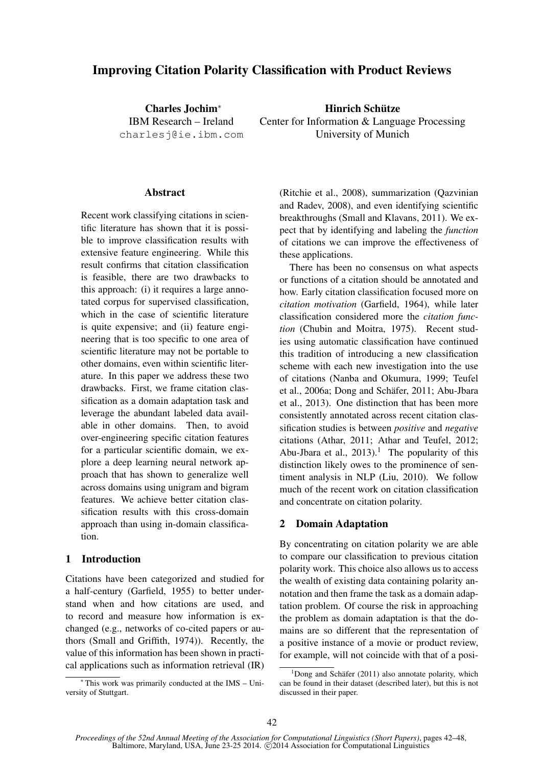# Improving Citation Polarity Classification with Product Reviews

**Charles Jochim**[*]
IBM Research – Ireland
charlesj@ie.ibm.com

**Hinrich Schütze**
Center for Information & Language Processing
University of Munich

## Abstract

Recent work classifying citations in scientific literature has shown that it is possible to improve classification results with extensive feature engineering. While this result confirms that citation classification is feasible, there are two drawbacks to this approach: (i) it requires a large annotated corpus for supervised classification, which in the case of scientific literature is quite expensive; and (ii) feature engineering that is too specific to one area of scientific literature may not be portable to other domains, even within scientific literature. In this paper we address these two drawbacks. First, we frame citation classification as a domain adaptation task and leverage the abundant labeled data available in other domains. Then, to avoid over-engineering specific citation features for a particular scientific domain, we explore a deep learning neural network approach that has shown to generalize well across domains using unigram and bigram features. We achieve better citation classification results with this cross-domain approach than using in-domain classification.

## 1 Introduction

Citations have been categorized and studied for a half-century (Garfield, 1955) to better understand when and how citations are used, and to record and measure how information is exchanged (e.g., networks of co-cited papers or authors (Small and Griffith, 1974)). Recently, the value of this information has been shown in practical applications such as information retrieval (IR) (Ritchie et al., 2008), summarization (Qazvinian and Radev, 2008), and even identifying scientific breakthroughs (Small and Klavans, 2011). We expect that by identifying and labeling the *function* of citations we can improve the effectiveness of these applications.

There has been no consensus on what aspects or functions of a citation should be annotated and how. Early citation classification focused more on *citation motivation* (Garfield, 1964), while later classification considered more the *citation function* (Chubin and Moitra, 1975). Recent studies using automatic classification have continued this tradition of introducing a new classification scheme with each new investigation into the use of citations (Nanba and Okumura, 1999; Teufel et al., 2006a; Dong and Schäfer, 2011; Abu-Jbara et al., 2013). One distinction that has been more consistently annotated across recent citation classification studies is between *positive* and *negative* citations (Athar, 2011; Athar and Teufel, 2012; Abu-Jbara et al., 2013).[1] The popularity of this distinction likely owes to the prominence of sentiment analysis in NLP (Liu, 2010). We follow much of the recent work on citation classification and concentrate on citation polarity.

## 2 Domain Adaptation

By concentrating on citation polarity we are able to compare our classification to previous citation polarity work. This choice also allows us to access the wealth of existing data containing polarity annotation and then frame the task as a domain adaptation problem. Of course the risk in approaching the problem as domain adaptation is that the domains are so different that the representation of a positive instance of a movie or product review, for example, will not coincide with that of a posi-

---

[*] This work was primarily conducted at the IMS – University of Stuttgart.

[1] Dong and Schäfer (2011) also annotate polarity, which can be found in their dataset (described later), but this is not discussed in their paper.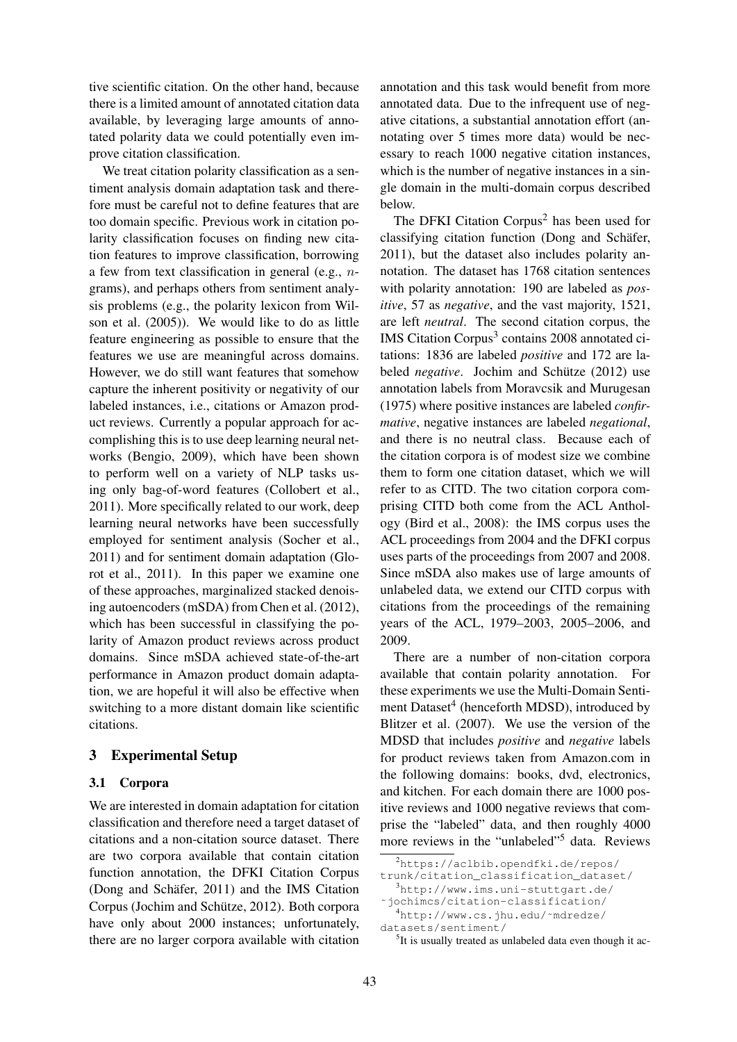tive scientific citation. On the other hand, because there is a limited amount of annotated citation data available, by leveraging large amounts of annotated polarity data we could potentially even improve citation classification.

We treat citation polarity classification as a sentiment analysis domain adaptation task and therefore must be careful not to define features that are too domain specific. Previous work in citation polarity classification focuses on finding new citation features to improve classification, borrowing a few from text classification in general (e.g., $n$-grams), and perhaps others from sentiment analysis problems (e.g., the polarity lexicon from Wilson et al. (2005)). We would like to do as little feature engineering as possible to ensure that the features we use are meaningful across domains. However, we do still want features that somehow capture the inherent positivity or negativity of our labeled instances, i.e., citations or Amazon product reviews. Currently a popular approach for accomplishing this is to use deep learning neural networks (Bengio, 2009), which have been shown to perform well on a variety of NLP tasks using only bag-of-word features (Collobert et al., 2011). More specifically related to our work, deep learning neural networks have been successfully employed for sentiment analysis (Socher et al., 2011) and for sentiment domain adaptation (Glorot et al., 2011). In this paper we examine one of these approaches, marginalized stacked denoising autoencoders (mSDA) from Chen et al. (2012), which has been successful in classifying the polarity of Amazon product reviews across product domains. Since mSDA achieved state-of-the-art performance in Amazon product domain adaptation, we are hopeful it will also be effective when switching to a more distant domain like scientific citations.

## 3 Experimental Setup

### 3.1 Corpora

We are interested in domain adaptation for citation classification and therefore need a target dataset of citations and a non-citation source dataset. There are two corpora available that contain citation function annotation, the DFKI Citation Corpus (Dong and Schäfer, 2011) and the IMS Citation Corpus (Jochim and Schütze, 2012). Both corpora have only about 2000 instances; unfortunately, there are no larger corpora available with citation annotation and this task would benefit from more annotated data. Due to the infrequent use of negative citations, a substantial annotation effort (annotating over 5 times more data) would be necessary to reach 1000 negative citation instances, which is the number of negative instances in a single domain in the multi-domain corpus described below.

The DFKI Citation Corpus[2] has been used for classifying citation function (Dong and Schäfer, 2011), but the dataset also includes polarity annotation. The dataset has 1768 citation sentences with polarity annotation: 190 are labeled as *positive*, 57 as *negative*, and the vast majority, 1521, are left *neutral*. The second citation corpus, the IMS Citation Corpus[3] contains 2008 annotated citations: 1836 are labeled *positive* and 172 are labeled *negative*. Jochim and Schütze (2012) use annotation labels from Moravcsik and Murugesan (1975) where positive instances are labeled *confirmative*, negative instances are labeled *negational*, and there is no neutral class. Because each of the citation corpora is of modest size we combine them to form one citation dataset, which we will refer to as CITD. The two citation corpora comprising CITD both come from the ACL Anthology (Bird et al., 2008): the IMS corpus uses the ACL proceedings from 2004 and the DFKI corpus uses parts of the proceedings from 2007 and 2008. Since mSDA also makes use of large amounts of unlabeled data, we extend our CITD corpus with citations from the proceedings of the remaining years of the ACL, 1979–2003, 2005–2006, and 2009.

There are a number of non-citation corpora available that contain polarity annotation. For these experiments we use the Multi-Domain Sentiment Dataset[4] (henceforth MDSD), introduced by Blitzer et al. (2007). We use the version of the MDSD that includes *positive* and *negative* labels for product reviews taken from Amazon.com in the following domains: books, dvd, electronics, and kitchen. For each domain there are 1000 positive reviews and 1000 negative reviews that comprise the "labeled" data, and then roughly 4000 more reviews in the "unlabeled"[5] data. Reviews

[2] https://aclbib.opendfki.de/repos/trunk/citation_classification_dataset/

[3] http://www.ims.uni-stuttgart.de/~jochimcs/citation-classification/

[4] http://www.cs.jhu.edu/~mdredze/datasets/sentiment/

[5] It is usually treated as unlabeled data even though it ac-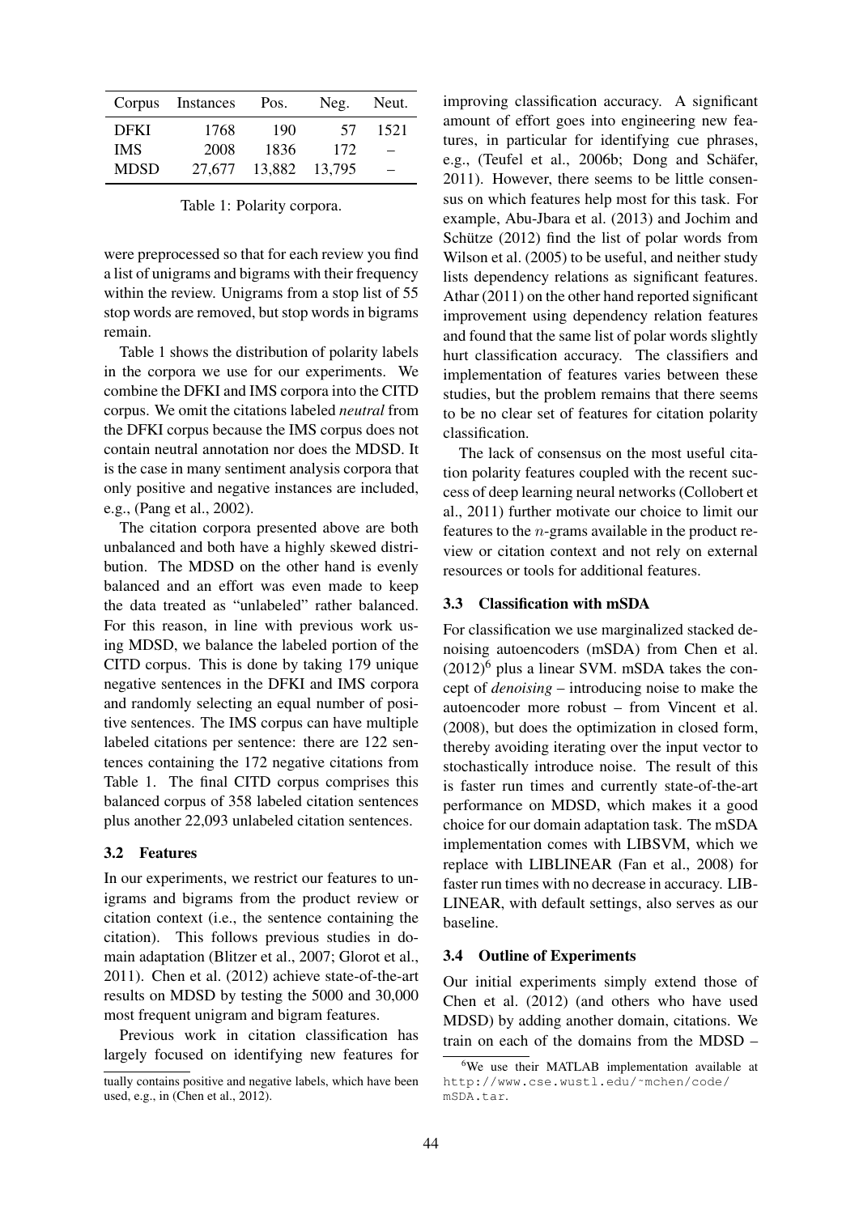| Corpus | Instances | Pos. | Neg. | Neut. |
|---|---|---|---|---|
| DFKI | 1768 | 190 | 57 | 1521 |
| IMS | 2008 | 1836 | 172 | – |
| MDSD | 27,677 | 13,882 | 13,795 | – |

Table 1: Polarity corpora.

were preprocessed so that for each review you find a list of unigrams and bigrams with their frequency within the review. Unigrams from a stop list of 55 stop words are removed, but stop words in bigrams remain.

Table 1 shows the distribution of polarity labels in the corpora we use for our experiments. We combine the DFKI and IMS corpora into the CITD corpus. We omit the citations labeled *neutral* from the DFKI corpus because the IMS corpus does not contain neutral annotation nor does the MDSD. It is the case in many sentiment analysis corpora that only positive and negative instances are included, e.g., (Pang et al., 2002).

The citation corpora presented above are both unbalanced and both have a highly skewed distribution. The MDSD on the other hand is evenly balanced and an effort was even made to keep the data treated as "unlabeled" rather balanced. For this reason, in line with previous work using MDSD, we balance the labeled portion of the CITD corpus. This is done by taking 179 unique negative sentences in the DFKI and IMS corpora and randomly selecting an equal number of positive sentences. The IMS corpus can have multiple labeled citations per sentence: there are 122 sentences containing the 172 negative citations from Table 1. The final CITD corpus comprises this balanced corpus of 358 labeled citation sentences plus another 22,093 unlabeled citation sentences.

### 3.2 Features

In our experiments, we restrict our features to unigrams and bigrams from the product review or citation context (i.e., the sentence containing the citation). This follows previous studies in domain adaptation (Blitzer et al., 2007; Glorot et al., 2011). Chen et al. (2012) achieve state-of-the-art results on MDSD by testing the 5000 and 30,000 most frequent unigram and bigram features.

Previous work in citation classification has largely focused on identifying new features for improving classification accuracy. A significant amount of effort goes into engineering new features, in particular for identifying cue phrases, e.g., (Teufel et al., 2006b; Dong and Schäfer, 2011). However, there seems to be little consensus on which features help most for this task. For example, Abu-Jbara et al. (2013) and Jochim and Schütze (2012) find the list of polar words from Wilson et al. (2005) to be useful, and neither study lists dependency relations as significant features. Athar (2011) on the other hand reported significant improvement using dependency relation features and found that the same list of polar words slightly hurt classification accuracy. The classifiers and implementation of features varies between these studies, but the problem remains that there seems to be no clear set of features for citation polarity classification.

The lack of consensus on the most useful citation polarity features coupled with the recent success of deep learning neural networks (Collobert et al., 2011) further motivate our choice to limit our features to the $n$-grams available in the product review or citation context and not rely on external resources or tools for additional features.

### 3.3 Classification with mSDA

For classification we use marginalized stacked denoising autoencoders (mSDA) from Chen et al. (2012)[6] plus a linear SVM. mSDA takes the concept of *denoising* – introducing noise to make the autoencoder more robust – from Vincent et al. (2008), but does the optimization in closed form, thereby avoiding iterating over the input vector to stochastically introduce noise. The result of this is faster run times and currently state-of-the-art performance on MDSD, which makes it a good choice for our domain adaptation task. The mSDA implementation comes with LIBSVM, which we replace with LIBLINEAR (Fan et al., 2008) for faster run times with no decrease in accuracy. LIBLINEAR, with default settings, also serves as our baseline.

### 3.4 Outline of Experiments

Our initial experiments simply extend those of Chen et al. (2012) (and others who have used MDSD) by adding another domain, citations. We train on each of the domains from the MDSD –

tually contains positive and negative labels, which have been used, e.g., in (Chen et al., 2012).

[6] We use their MATLAB implementation available at http://www.cse.wustl.edu/~mchen/code/mSDA.tar.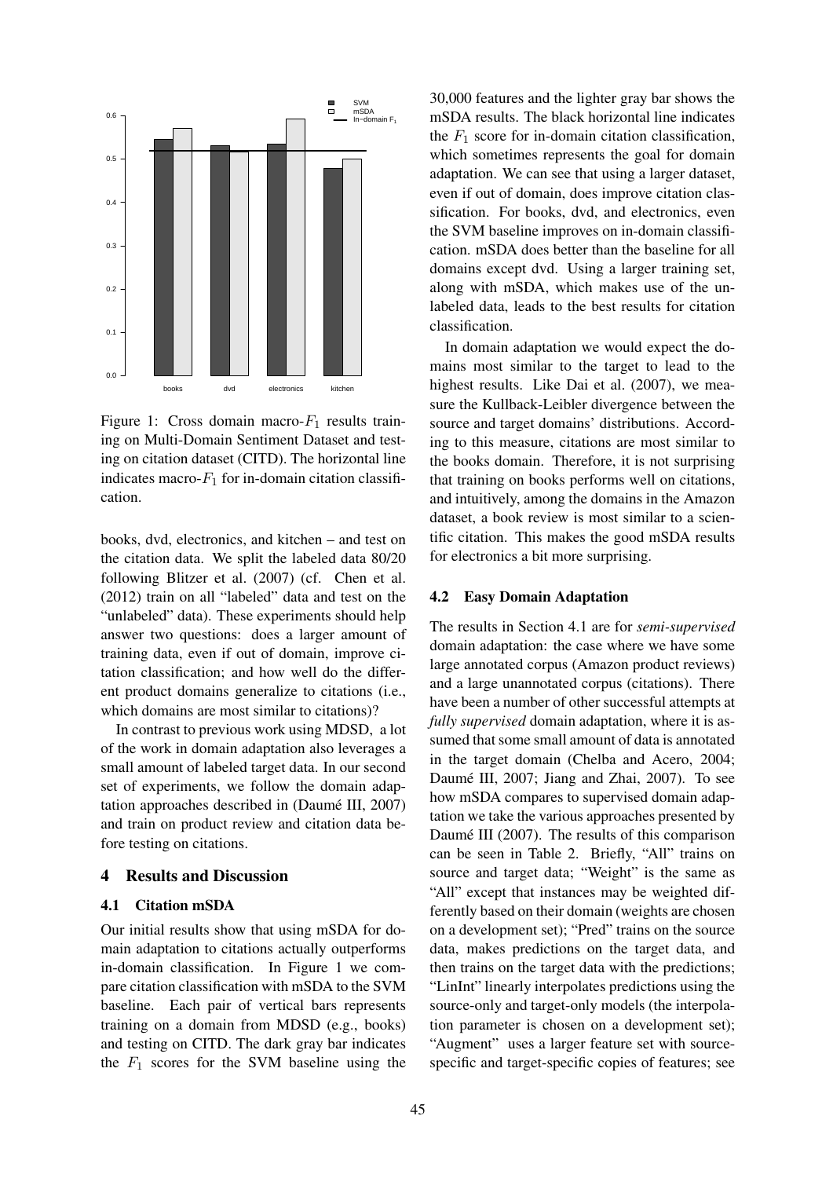Figure 1: Cross domain macro-$F_1$ results training on Multi-Domain Sentiment Dataset and testing on citation dataset (CITD). The horizontal line indicates macro-$F_1$ for in-domain citation classification.

books, dvd, electronics, and kitchen – and test on the citation data. We split the labeled data 80/20 following Blitzer et al. (2007) (cf. Chen et al. (2012) train on all "labeled" data and test on the "unlabeled" data). These experiments should help answer two questions: does a larger amount of training data, even if out of domain, improve citation classification; and how well do the different product domains generalize to citations (i.e., which domains are most similar to citations)?

In contrast to previous work using MDSD, a lot of the work in domain adaptation also leverages a small amount of labeled target data. In our second set of experiments, we follow the domain adaptation approaches described in (Daumé III, 2007) and train on product review and citation data before testing on citations.

## 4 Results and Discussion

### 4.1 Citation mSDA

Our initial results show that using mSDA for domain adaptation to citations actually outperforms in-domain classification. In Figure 1 we compare citation classification with mSDA to the SVM baseline. Each pair of vertical bars represents training on a domain from MDSD (e.g., books) and testing on CITD. The dark gray bar indicates the $F_1$ scores for the SVM baseline using the 30,000 features and the lighter gray bar shows the mSDA results. The black horizontal line indicates the $F_1$ score for in-domain citation classification, which sometimes represents the goal for domain adaptation. We can see that using a larger dataset, even if out of domain, does improve citation classification. For books, dvd, and electronics, even the SVM baseline improves on in-domain classification. mSDA does better than the baseline for all domains except dvd. Using a larger training set, along with mSDA, which makes use of the unlabeled data, leads to the best results for citation classification.

In domain adaptation we would expect the domains most similar to the target to lead to the highest results. Like Dai et al. (2007), we measure the Kullback-Leibler divergence between the source and target domains' distributions. According to this measure, citations are most similar to the books domain. Therefore, it is not surprising that training on books performs well on citations, and intuitively, among the domains in the Amazon dataset, a book review is most similar to a scientific citation. This makes the good mSDA results for electronics a bit more surprising.

### 4.2 Easy Domain Adaptation

The results in Section 4.1 are for *semi-supervised* domain adaptation: the case where we have some large annotated corpus (Amazon product reviews) and a large unannotated corpus (citations). There have been a number of other successful attempts at *fully supervised* domain adaptation, where it is assumed that some small amount of data is annotated in the target domain (Chelba and Acero, 2004; Daumé III, 2007; Jiang and Zhai, 2007). To see how mSDA compares to supervised domain adaptation we take the various approaches presented by Daumé III (2007). The results of this comparison can be seen in Table 2. Briefly, "All" trains on source and target data; "Weight" is the same as "All" except that instances may be weighted differently based on their domain (weights are chosen on a development set); "Pred" trains on the source data, makes predictions on the target data, and then trains on the target data with the predictions; "LinInt" linearly interpolates predictions using the source-only and target-only models (the interpolation parameter is chosen on a development set); "Augment" uses a larger feature set with source-specific and target-specific copies of features; see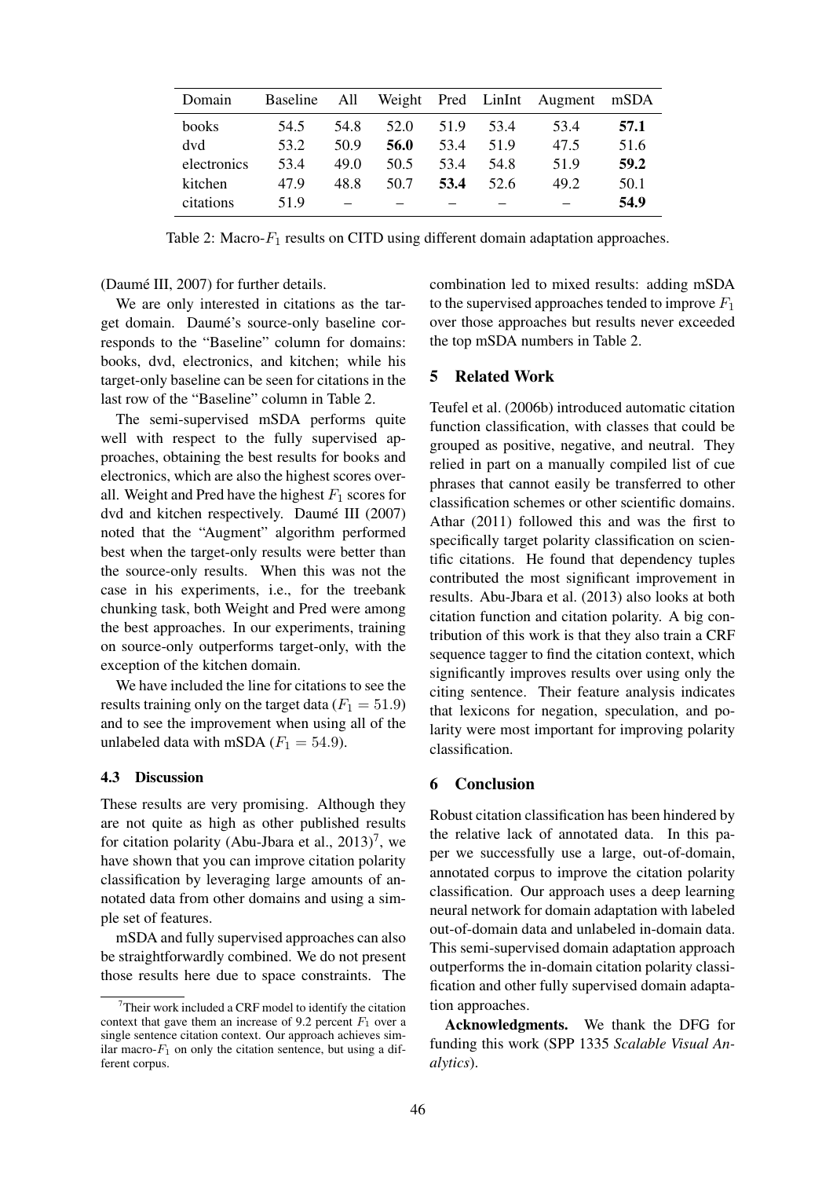| Domain | Baseline | All | Weight | Pred | LinInt | Augment | mSDA |
|---|---|---|---|---|---|---|---|
| books | 54.5 | 54.8 | 52.0 | 51.9 | 53.4 | 53.4 | **57.1** |
| dvd | 53.2 | 50.9 | **56.0** | 53.4 | 51.9 | 47.5 | 51.6 |
| electronics | 53.4 | 49.0 | 50.5 | 53.4 | 54.8 | 51.9 | **59.2** |
| kitchen | 47.9 | 48.8 | 50.7 | **53.4** | 52.6 | 49.2 | 50.1 |
| citations | 51.9 | – | – | – | – | – | **54.9** |

Table 2: Macro-$F_1$ results on CITD using different domain adaptation approaches.

(Daumé III, 2007) for further details.

We are only interested in citations as the target domain. Daumé's source-only baseline corresponds to the "Baseline" column for domains: books, dvd, electronics, and kitchen; while his target-only baseline can be seen for citations in the last row of the "Baseline" column in Table 2.

The semi-supervised mSDA performs quite well with respect to the fully supervised approaches, obtaining the best results for books and electronics, which are also the highest scores overall. Weight and Pred have the highest $F_1$ scores for dvd and kitchen respectively. Daumé III (2007) noted that the "Augment" algorithm performed best when the target-only results were better than the source-only results. When this was not the case in his experiments, i.e., for the treebank chunking task, both Weight and Pred were among the best approaches. In our experiments, training on source-only outperforms target-only, with the exception of the kitchen domain.

We have included the line for citations to see the results training only on the target data ($F_1 = 51.9$) and to see the improvement when using all of the unlabeled data with mSDA ($F_1 = 54.9$).

### 4.3 Discussion

These results are very promising. Although they are not quite as high as other published results for citation polarity (Abu-Jbara et al., 2013)[7], we have shown that you can improve citation polarity classification by leveraging large amounts of annotated data from other domains and using a simple set of features.

mSDA and fully supervised approaches can also be straightforwardly combined. We do not present those results here due to space constraints. The combination led to mixed results: adding mSDA to the supervised approaches tended to improve $F_1$ over those approaches but results never exceeded the top mSDA numbers in Table 2.

## 5 Related Work

Teufel et al. (2006b) introduced automatic citation function classification, with classes that could be grouped as positive, negative, and neutral. They relied in part on a manually compiled list of cue phrases that cannot easily be transferred to other classification schemes or other scientific domains. Athar (2011) followed this and was the first to specifically target polarity classification on scientific citations. He found that dependency tuples contributed the most significant improvement in results. Abu-Jbara et al. (2013) also looks at both citation function and citation polarity. A big contribution of this work is that they also train a CRF sequence tagger to find the citation context, which significantly improves results over using only the citing sentence. Their feature analysis indicates that lexicons for negation, speculation, and polarity were most important for improving polarity classification.

## 6 Conclusion

Robust citation classification has been hindered by the relative lack of annotated data. In this paper we successfully use a large, out-of-domain, annotated corpus to improve the citation polarity classification. Our approach uses a deep learning neural network for domain adaptation with labeled out-of-domain data and unlabeled in-domain data. This semi-supervised domain adaptation approach outperforms the in-domain citation polarity classification and other fully supervised domain adaptation approaches.

**Acknowledgments.** We thank the DFG for funding this work (SPP 1335 *Scalable Visual Analytics*).

[7] Their work included a CRF model to identify the citation context that gave them an increase of 9.2 percent $F_1$ over a single sentence citation context. Our approach achieves similar macro-$F_1$ on only the citation sentence, but using a different corpus.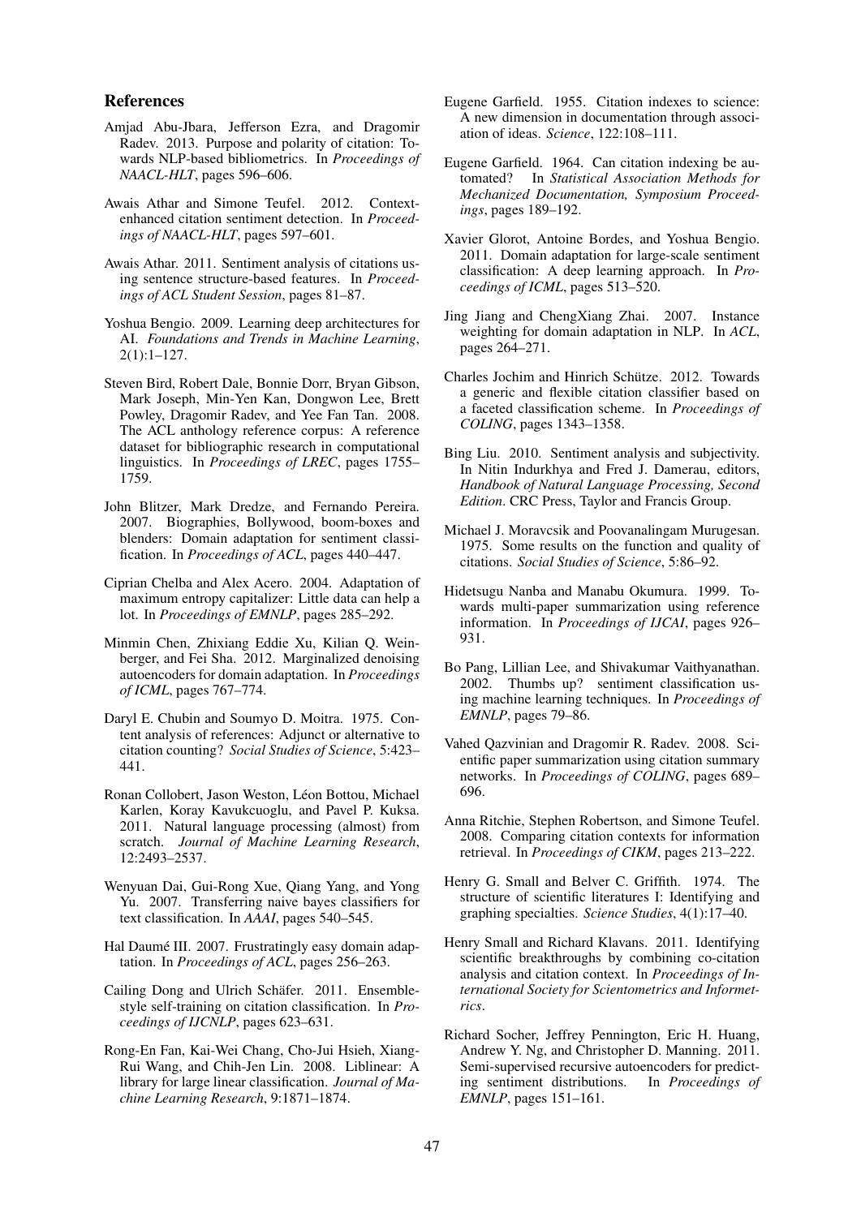## References

Amjad Abu-Jbara, Jefferson Ezra, and Dragomir Radev. 2013. Purpose and polarity of citation: Towards NLP-based bibliometrics. In *Proceedings of NAACL-HLT*, pages 596–606.

Awais Athar and Simone Teufel. 2012. Context-enhanced citation sentiment detection. In *Proceedings of NAACL-HLT*, pages 597–601.

Awais Athar. 2011. Sentiment analysis of citations using sentence structure-based features. In *Proceedings of ACL Student Session*, pages 81–87.

Yoshua Bengio. 2009. Learning deep architectures for AI. *Foundations and Trends in Machine Learning*, 2(1):1–127.

Steven Bird, Robert Dale, Bonnie Dorr, Bryan Gibson, Mark Joseph, Min-Yen Kan, Dongwon Lee, Brett Powley, Dragomir Radev, and Yee Fan Tan. 2008. The ACL anthology reference corpus: A reference dataset for bibliographic research in computational linguistics. In *Proceedings of LREC*, pages 1755–1759.

John Blitzer, Mark Dredze, and Fernando Pereira. 2007. Biographies, Bollywood, boom-boxes and blenders: Domain adaptation for sentiment classification. In *Proceedings of ACL*, pages 440–447.

Ciprian Chelba and Alex Acero. 2004. Adaptation of maximum entropy capitalizer: Little data can help a lot. In *Proceedings of EMNLP*, pages 285–292.

Minmin Chen, Zhixiang Eddie Xu, Kilian Q. Weinberger, and Fei Sha. 2012. Marginalized denoising autoencoders for domain adaptation. In *Proceedings of ICML*, pages 767–774.

Daryl E. Chubin and Soumyo D. Moitra. 1975. Content analysis of references: Adjunct or alternative to citation counting? *Social Studies of Science*, 5:423–441.

Ronan Collobert, Jason Weston, Léon Bottou, Michael Karlen, Koray Kavukcuoglu, and Pavel P. Kuksa. 2011. Natural language processing (almost) from scratch. *Journal of Machine Learning Research*, 12:2493–2537.

Wenyuan Dai, Gui-Rong Xue, Qiang Yang, and Yong Yu. 2007. Transferring naive bayes classifiers for text classification. In *AAAI*, pages 540–545.

Hal Daumé III. 2007. Frustratingly easy domain adaptation. In *Proceedings of ACL*, pages 256–263.

Cailing Dong and Ulrich Schäfer. 2011. Ensemble-style self-training on citation classification. In *Proceedings of IJCNLP*, pages 623–631.

Rong-En Fan, Kai-Wei Chang, Cho-Jui Hsieh, Xiang-Rui Wang, and Chih-Jen Lin. 2008. Liblinear: A library for large linear classification. *Journal of Machine Learning Research*, 9:1871–1874.

Eugene Garfield. 1955. Citation indexes to science: A new dimension in documentation through association of ideas. *Science*, 122:108–111.

Eugene Garfield. 1964. Can citation indexing be automated? In *Statistical Association Methods for Mechanized Documentation, Symposium Proceedings*, pages 189–192.

Xavier Glorot, Antoine Bordes, and Yoshua Bengio. 2011. Domain adaptation for large-scale sentiment classification: A deep learning approach. In *Proceedings of ICML*, pages 513–520.

Jing Jiang and ChengXiang Zhai. 2007. Instance weighting for domain adaptation in NLP. In *ACL*, pages 264–271.

Charles Jochim and Hinrich Schütze. 2012. Towards a generic and flexible citation classifier based on a faceted classification scheme. In *Proceedings of COLING*, pages 1343–1358.

Bing Liu. 2010. Sentiment analysis and subjectivity. In Nitin Indurkhya and Fred J. Damerau, editors, *Handbook of Natural Language Processing, Second Edition*. CRC Press, Taylor and Francis Group.

Michael J. Moravcsik and Poovanalingam Murugesan. 1975. Some results on the function and quality of citations. *Social Studies of Science*, 5:86–92.

Hidetsugu Nanba and Manabu Okumura. 1999. Towards multi-paper summarization using reference information. In *Proceedings of IJCAI*, pages 926–931.

Bo Pang, Lillian Lee, and Shivakumar Vaithyanathan. 2002. Thumbs up? sentiment classification using machine learning techniques. In *Proceedings of EMNLP*, pages 79–86.

Vahed Qazvinian and Dragomir R. Radev. 2008. Scientific paper summarization using citation summary networks. In *Proceedings of COLING*, pages 689–696.

Anna Ritchie, Stephen Robertson, and Simone Teufel. 2008. Comparing citation contexts for information retrieval. In *Proceedings of CIKM*, pages 213–222.

Henry G. Small and Belver C. Griffith. 1974. The structure of scientific literatures I: Identifying and graphing specialties. *Science Studies*, 4(1):17–40.

Henry Small and Richard Klavans. 2011. Identifying scientific breakthroughs by combining co-citation analysis and citation context. In *Proceedings of International Society for Scientometrics and Informetrics*.

Richard Socher, Jeffrey Pennington, Eric H. Huang, Andrew Y. Ng, and Christopher D. Manning. 2011. Semi-supervised recursive autoencoders for predicting sentiment distributions. In *Proceedings of EMNLP*, pages 151–161.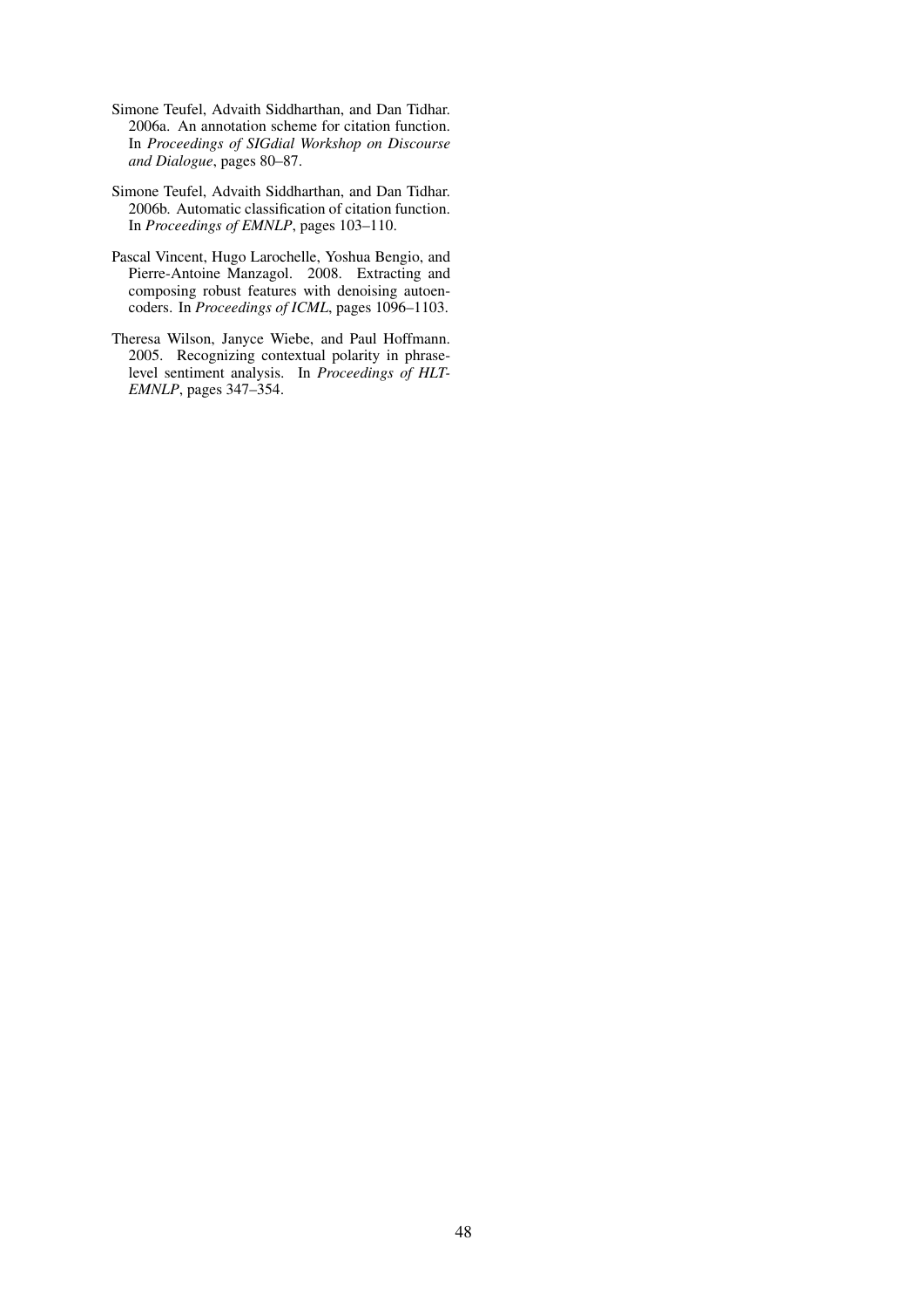Simone Teufel, Advaith Siddharthan, and Dan Tidhar. 2006a. An annotation scheme for citation function. In *Proceedings of SIGdial Workshop on Discourse and Dialogue*, pages 80–87.

Simone Teufel, Advaith Siddharthan, and Dan Tidhar. 2006b. Automatic classification of citation function. In *Proceedings of EMNLP*, pages 103–110.

Pascal Vincent, Hugo Larochelle, Yoshua Bengio, and Pierre-Antoine Manzagol. 2008. Extracting and composing robust features with denoising autoencoders. In *Proceedings of ICML*, pages 1096–1103.

Theresa Wilson, Janyce Wiebe, and Paul Hoffmann. 2005. Recognizing contextual polarity in phrase-level sentiment analysis. In *Proceedings of HLT-EMNLP*, pages 347–354.